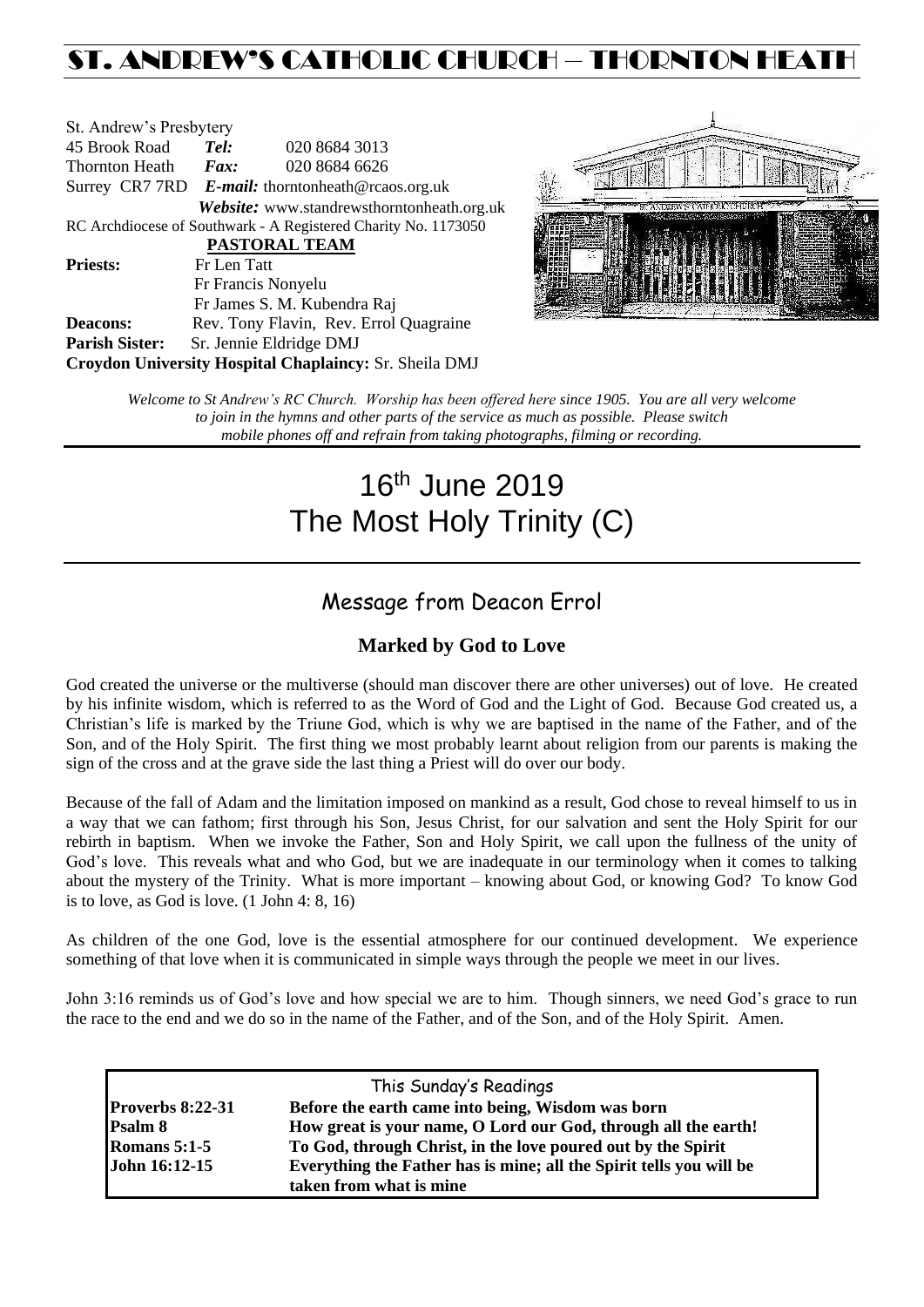# ST. ANDREW'S CATHOLIC CHURCH – THORNTON HEATH

St. Andrew's Presbytery
45 Brook Road **Tel:** 020 8684 3013
Thornton Heath **Fax:** 020 8684 6626
Surrey CR7 7RD ***E-mail:*** thorntonheath@rcaos.org.uk
***Website:*** www.standrewsthorntonheath.org.uk
RC Archdiocese of Southwark - A Registered Charity No. 1173050

**PASTORAL TEAM**

**Priests:** Fr Len Tatt
Fr Francis Nonyelu
Fr James S. M. Kubendra Raj
**Deacons:** Rev. Tony Flavin, Rev. Errol Quagraine
**Parish Sister:** Sr. Jennie Eldridge DMJ
**Croydon University Hospital Chaplaincy:** Sr. Sheila DMJ

*Welcome to St Andrew's RC Church. Worship has been offered here since 1905. You are all very welcome to join in the hymns and other parts of the service as much as possible. Please switch mobile phones off and refrain from taking photographs, filming or recording.*

# 16th June 2019
# The Most Holy Trinity (C)

## Message from Deacon Errol

### Marked by God to Love

God created the universe or the multiverse (should man discover there are other universes) out of love. He created by his infinite wisdom, which is referred to as the Word of God and the Light of God. Because God created us, a Christian's life is marked by the Triune God, which is why we are baptised in the name of the Father, and of the Son, and of the Holy Spirit. The first thing we most probably learnt about religion from our parents is making the sign of the cross and at the grave side the last thing a Priest will do over our body.

Because of the fall of Adam and the limitation imposed on mankind as a result, God chose to reveal himself to us in a way that we can fathom; first through his Son, Jesus Christ, for our salvation and sent the Holy Spirit for our rebirth in baptism. When we invoke the Father, Son and Holy Spirit, we call upon the fullness of the unity of God's love. This reveals what and who God, but we are inadequate in our terminology when it comes to talking about the mystery of the Trinity. What is more important – knowing about God, or knowing God? To know God is to love, as God is love. (1 John 4: 8, 16)

As children of the one God, love is the essential atmosphere for our continued development. We experience something of that love when it is communicated in simple ways through the people we meet in our lives.

John 3:16 reminds us of God's love and how special we are to him. Though sinners, we need God's grace to run the race to the end and we do so in the name of the Father, and of the Son, and of the Holy Spirit. Amen.

| This Sunday's Readings | |
|---|---|
| **Proverbs 8:22-31** | **Before the earth came into being, Wisdom was born** |
| **Psalm 8** | **How great is your name, O Lord our God, through all the earth!** |
| **Romans 5:1-5** | **To God, through Christ, in the love poured out by the Spirit** |
| **John 16:12-15** | **Everything the Father has is mine; all the Spirit tells you will be taken from what is mine** |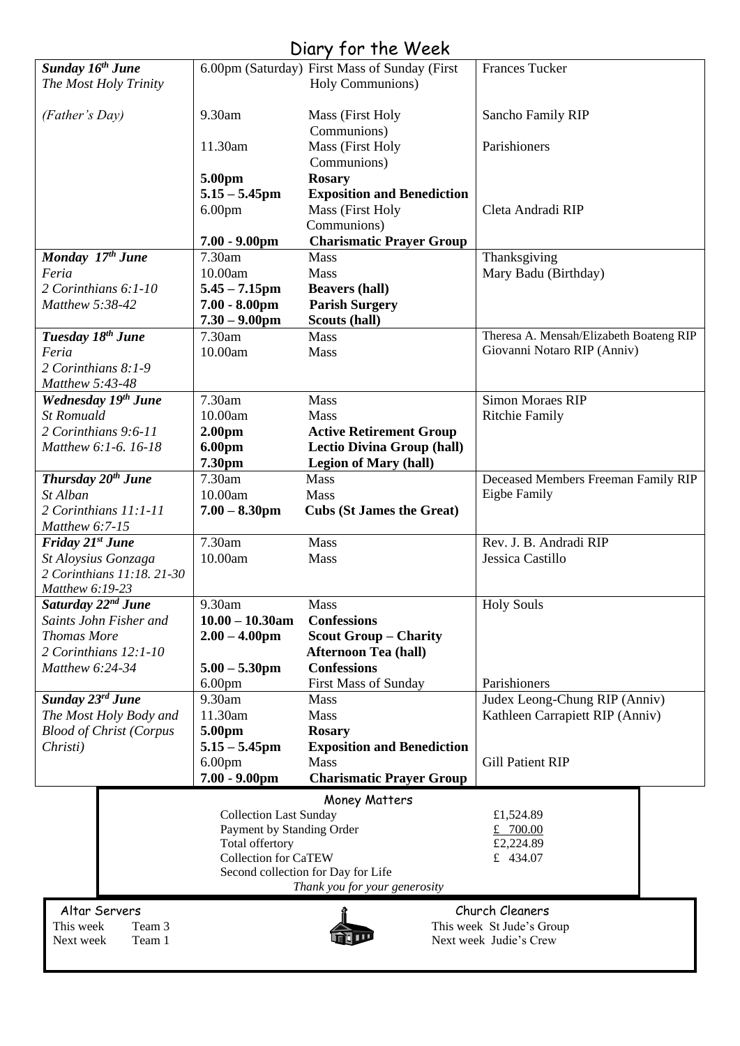# Diary for the Week

| Day | Time | Event | Intention |
|---|---|---|---|
| ***Sunday 16th June*** *The Most Holy Trinity* | 6.00pm (Saturday) | First Mass of Sunday (First Holy Communions) | Frances Tucker |
| *(Father's Day)* | 9.30am | Mass (First Holy Communions) | Sancho Family RIP |
| | 11.30am | Mass (First Holy Communions) | Parishioners |
| | **5.00pm** | **Rosary** | |
| | **5.15 – 5.45pm** | **Exposition and Benediction** | |
| | 6.00pm | Mass (First Holy Communions) | Cleta Andradi RIP |
| | **7.00 - 9.00pm** | **Charismatic Prayer Group** | |
| ***Monday 17th June*** *Feria* *2 Corinthians 6:1-10* *Matthew 5:38-42* | 7.30am | Mass | Thanksgiving |
| | 10.00am | Mass | Mary Badu (Birthday) |
| | **5.45 – 7.15pm** | **Beavers (hall)** | |
| | **7.00 - 8.00pm** | **Parish Surgery** | |
| | **7.30 – 9.00pm** | **Scouts (hall)** | |
| ***Tuesday 18th June*** *Feria* *2 Corinthians 8:1-9* *Matthew 5:43-48* | 7.30am | Mass | Theresa A. Mensah/Elizabeth Boateng RIP |
| | 10.00am | Mass | Giovanni Notaro RIP (Anniv) |
| ***Wednesday 19th June*** *St Romuald* *2 Corinthians 9:6-11* *Matthew 6:1-6. 16-18* | 7.30am | Mass | Simon Moraes RIP |
| | 10.00am | Mass | Ritchie Family |
| | **2.00pm** | **Active Retirement Group** | |
| | **6.00pm** | **Lectio Divina Group (hall)** | |
| | **7.30pm** | **Legion of Mary (hall)** | |
| ***Thursday 20th June*** *St Alban* *2 Corinthians 11:1-11* *Matthew 6:7-15* | 7.30am | Mass | Deceased Members Freeman Family RIP |
| | 10.00am | Mass | Eigbe Family |
| | **7.00 – 8.30pm** | **Cubs (St James the Great)** | |
| ***Friday 21st June*** *St Aloysius Gonzaga* *2 Corinthians 11:18. 21-30* *Matthew 6:19-23* | 7.30am | Mass | Rev. J. B. Andradi RIP |
| | 10.00am | Mass | Jessica Castillo |
| ***Saturday 22nd June*** *Saints John Fisher and Thomas More* *2 Corinthians 12:1-10* *Matthew 6:24-34* | 9.30am | Mass | Holy Souls |
| | **10.00 – 10.30am** | **Confessions** | |
| | **2.00 – 4.00pm** | **Scout Group – Charity Afternoon Tea (hall)** | |
| | **5.00 – 5.30pm** | **Confessions** | |
| | 6.00pm | First Mass of Sunday | Parishioners |
| ***Sunday 23rd June*** *The Most Holy Body and Blood of Christ (Corpus Christi)* | 9.30am | Mass | Judex Leong-Chung RIP (Anniv) |
| | 11.30am | Mass | Kathleen Carrapiett RIP (Anniv) |
| | **5.00pm** | **Rosary** | |
| | **5.15 – 5.45pm** | **Exposition and Benediction** | |
| | 6.00pm | Mass | Gill Patient RIP |
| | **7.00 - 9.00pm** | **Charismatic Prayer Group** | |

## Money Matters

| | |
|---|---|
| Collection Last Sunday | £1,524.89 |
| Payment by Standing Order | £ 700.00 |
| Total offertory | £2,224.89 |
| Collection for CaTEW | £ 434.07 |
| Second collection for Day for Life | |

*Thank you for your generosity*

**Altar Servers**

This week Team 3
Next week Team 1

**Church Cleaners**

This week St Jude's Group
Next week Judie's Crew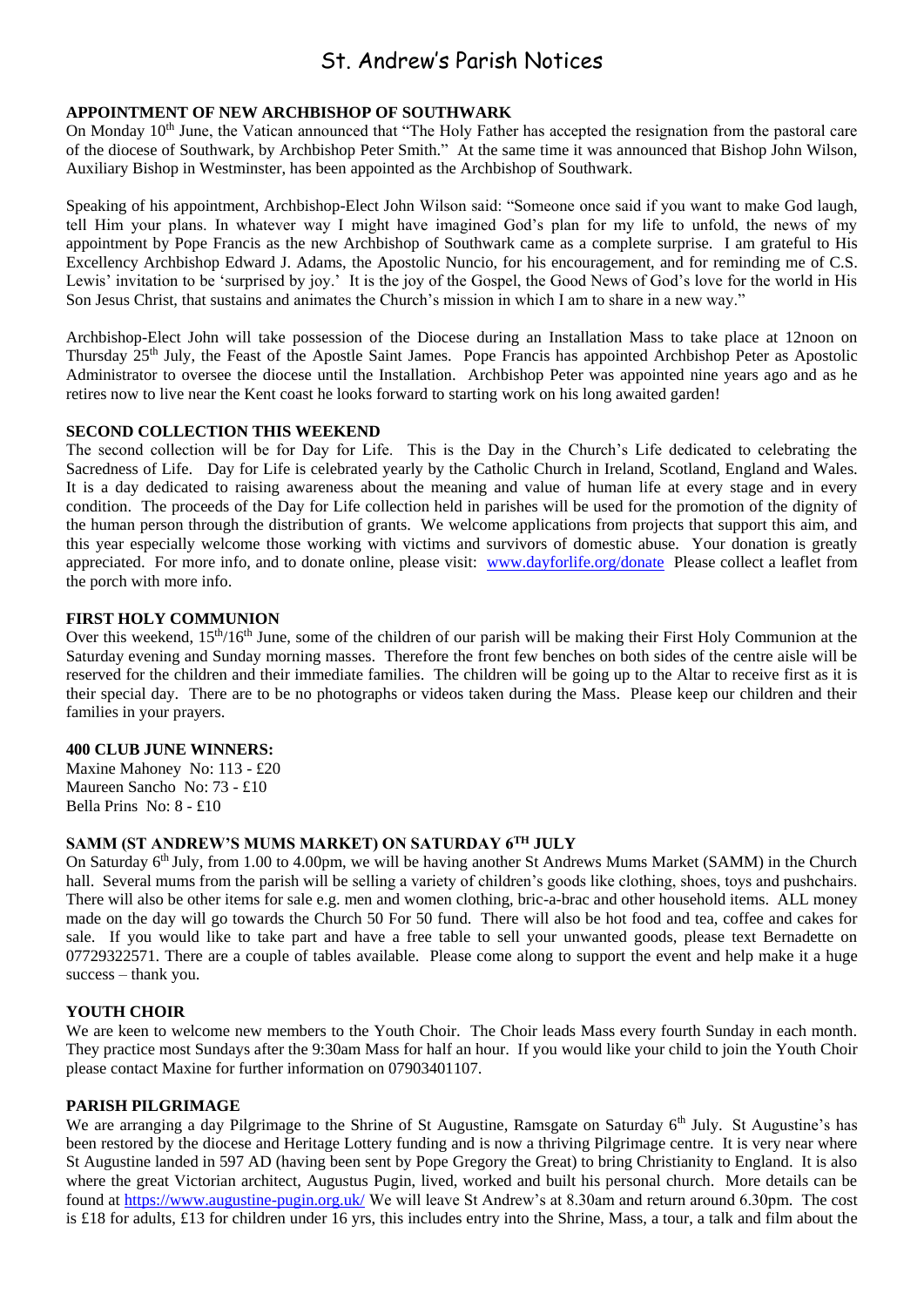# St. Andrew's Parish Notices

**APPOINTMENT OF NEW ARCHBISHOP OF SOUTHWARK**

On Monday 10th June, the Vatican announced that "The Holy Father has accepted the resignation from the pastoral care of the diocese of Southwark, by Archbishop Peter Smith." At the same time it was announced that Bishop John Wilson, Auxiliary Bishop in Westminster, has been appointed as the Archbishop of Southwark.

Speaking of his appointment, Archbishop-Elect John Wilson said: "Someone once said if you want to make God laugh, tell Him your plans. In whatever way I might have imagined God's plan for my life to unfold, the news of my appointment by Pope Francis as the new Archbishop of Southwark came as a complete surprise. I am grateful to His Excellency Archbishop Edward J. Adams, the Apostolic Nuncio, for his encouragement, and for reminding me of C.S. Lewis' invitation to be 'surprised by joy.' It is the joy of the Gospel, the Good News of God's love for the world in His Son Jesus Christ, that sustains and animates the Church's mission in which I am to share in a new way."

Archbishop-Elect John will take possession of the Diocese during an Installation Mass to take place at 12noon on Thursday 25th July, the Feast of the Apostle Saint James. Pope Francis has appointed Archbishop Peter as Apostolic Administrator to oversee the diocese until the Installation. Archbishop Peter was appointed nine years ago and as he retires now to live near the Kent coast he looks forward to starting work on his long awaited garden!

**SECOND COLLECTION THIS WEEKEND**

The second collection will be for Day for Life. This is the Day in the Church's Life dedicated to celebrating the Sacredness of Life. Day for Life is celebrated yearly by the Catholic Church in Ireland, Scotland, England and Wales. It is a day dedicated to raising awareness about the meaning and value of human life at every stage and in every condition. The proceeds of the Day for Life collection held in parishes will be used for the promotion of the dignity of the human person through the distribution of grants. We welcome applications from projects that support this aim, and this year especially welcome those working with victims and survivors of domestic abuse. Your donation is greatly appreciated. For more info, and to donate online, please visit: www.dayforlife.org/donate Please collect a leaflet from the porch with more info.

**FIRST HOLY COMMUNION**

Over this weekend, 15th/16th June, some of the children of our parish will be making their First Holy Communion at the Saturday evening and Sunday morning masses. Therefore the front few benches on both sides of the centre aisle will be reserved for the children and their immediate families. The children will be going up to the Altar to receive first as it is their special day. There are to be no photographs or videos taken during the Mass. Please keep our children and their families in your prayers.

**400 CLUB JUNE WINNERS:**

Maxine Mahoney No: 113 - £20
Maureen Sancho No: 73 - £10
Bella Prins No: 8 - £10

**SAMM (ST ANDREW'S MUMS MARKET) ON SATURDAY 6TH JULY**

On Saturday 6th July, from 1.00 to 4.00pm, we will be having another St Andrews Mums Market (SAMM) in the Church hall. Several mums from the parish will be selling a variety of children's goods like clothing, shoes, toys and pushchairs. There will also be other items for sale e.g. men and women clothing, bric-a-brac and other household items. ALL money made on the day will go towards the Church 50 For 50 fund. There will also be hot food and tea, coffee and cakes for sale. If you would like to take part and have a free table to sell your unwanted goods, please text Bernadette on 07729322571. There are a couple of tables available. Please come along to support the event and help make it a huge success – thank you.

**YOUTH CHOIR**

We are keen to welcome new members to the Youth Choir. The Choir leads Mass every fourth Sunday in each month. They practice most Sundays after the 9:30am Mass for half an hour. If you would like your child to join the Youth Choir please contact Maxine for further information on 07903401107.

**PARISH PILGRIMAGE**

We are arranging a day Pilgrimage to the Shrine of St Augustine, Ramsgate on Saturday 6th July. St Augustine's has been restored by the diocese and Heritage Lottery funding and is now a thriving Pilgrimage centre. It is very near where St Augustine landed in 597 AD (having been sent by Pope Gregory the Great) to bring Christianity to England. It is also where the great Victorian architect, Augustus Pugin, lived, worked and built his personal church. More details can be found at https://www.augustine-pugin.org.uk/ We will leave St Andrew's at 8.30am and return around 6.30pm. The cost is £18 for adults, £13 for children under 16 yrs, this includes entry into the Shrine, Mass, a tour, a talk and film about the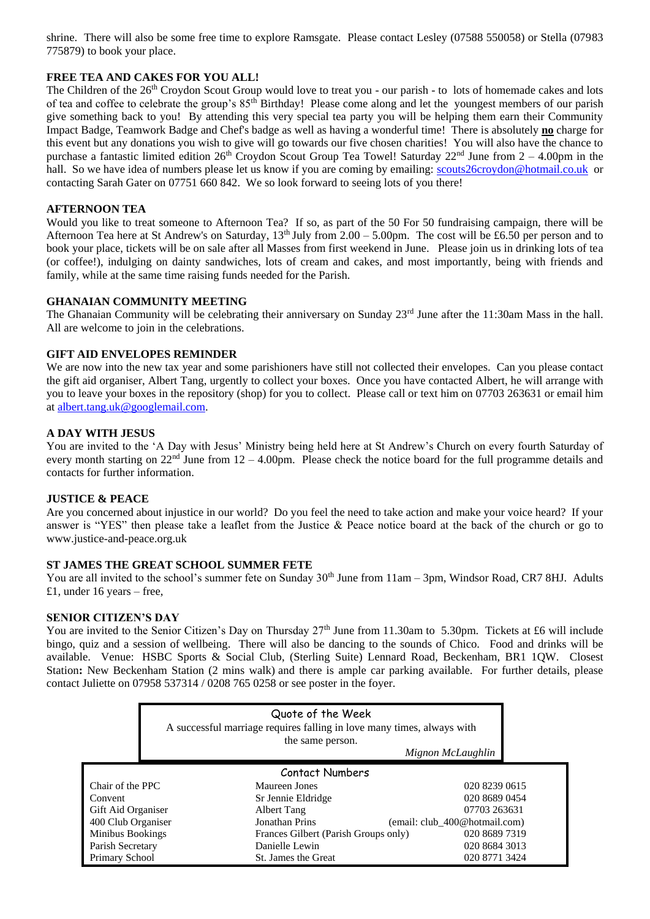shrine. There will also be some free time to explore Ramsgate. Please contact Lesley (07588 550058) or Stella (07983 775879) to book your place.

**FREE TEA AND CAKES FOR YOU ALL!**

The Children of the 26th Croydon Scout Group would love to treat you - our parish - to lots of homemade cakes and lots of tea and coffee to celebrate the group's 85th Birthday! Please come along and let the youngest members of our parish give something back to you! By attending this very special tea party you will be helping them earn their Community Impact Badge, Teamwork Badge and Chef's badge as well as having a wonderful time! There is absolutely **no** charge for this event but any donations you wish to give will go towards our five chosen charities! You will also have the chance to purchase a fantastic limited edition 26th Croydon Scout Group Tea Towel! Saturday 22nd June from 2 – 4.00pm in the hall. So we have idea of numbers please let us know if you are coming by emailing: scouts26croydon@hotmail.co.uk or contacting Sarah Gater on 07751 660 842. We so look forward to seeing lots of you there!

**AFTERNOON TEA**

Would you like to treat someone to Afternoon Tea? If so, as part of the 50 For 50 fundraising campaign, there will be Afternoon Tea here at St Andrew's on Saturday, 13th July from 2.00 – 5.00pm. The cost will be £6.50 per person and to book your place, tickets will be on sale after all Masses from first weekend in June. Please join us in drinking lots of tea (or coffee!), indulging on dainty sandwiches, lots of cream and cakes, and most importantly, being with friends and family, while at the same time raising funds needed for the Parish.

**GHANAIAN COMMUNITY MEETING**

The Ghanaian Community will be celebrating their anniversary on Sunday 23rd June after the 11:30am Mass in the hall. All are welcome to join in the celebrations.

**GIFT AID ENVELOPES REMINDER**

We are now into the new tax year and some parishioners have still not collected their envelopes. Can you please contact the gift aid organiser, Albert Tang, urgently to collect your boxes. Once you have contacted Albert, he will arrange with you to leave your boxes in the repository (shop) for you to collect. Please call or text him on 07703 263631 or email him at albert.tang.uk@googlemail.com.

**A DAY WITH JESUS**

You are invited to the 'A Day with Jesus' Ministry being held here at St Andrew's Church on every fourth Saturday of every month starting on 22nd June from 12 – 4.00pm. Please check the notice board for the full programme details and contacts for further information.

**JUSTICE & PEACE**

Are you concerned about injustice in our world? Do you feel the need to take action and make your voice heard? If your answer is "YES" then please take a leaflet from the Justice & Peace notice board at the back of the church or go to www.justice-and-peace.org.uk

**ST JAMES THE GREAT SCHOOL SUMMER FETE**

You are all invited to the school's summer fete on Sunday 30th June from 11am – 3pm, Windsor Road, CR7 8HJ. Adults £1, under 16 years – free,

**SENIOR CITIZEN'S DAY**

You are invited to the Senior Citizen's Day on Thursday 27th June from 11.30am to 5.30pm. Tickets at £6 will include bingo, quiz and a session of wellbeing. There will also be dancing to the sounds of Chico. Food and drinks will be available. Venue: HSBC Sports & Social Club, (Sterling Suite) Lennard Road, Beckenham, BR1 1QW. Closest Station**:** New Beckenham Station (2 mins walk) and there is ample car parking available. For further details, please contact Juliette on 07958 537314 / 0208 765 0258 or see poster in the foyer.

Quote of the Week

A successful marriage requires falling in love many times, always with the same person.

*Mignon McLaughlin*

Contact Numbers

| | | |
|---|---|---|
| Chair of the PPC | Maureen Jones | 020 8239 0615 |
| Convent | Sr Jennie Eldridge | 020 8689 0454 |
| Gift Aid Organiser | Albert Tang | 07703 263631 |
| 400 Club Organiser | Jonathan Prins | (email: club_400@hotmail.com) |
| Minibus Bookings | Frances Gilbert (Parish Groups only) | 020 8689 7319 |
| Parish Secretary | Danielle Lewin | 020 8684 3013 |
| Primary School | St. James the Great | 020 8771 3424 |